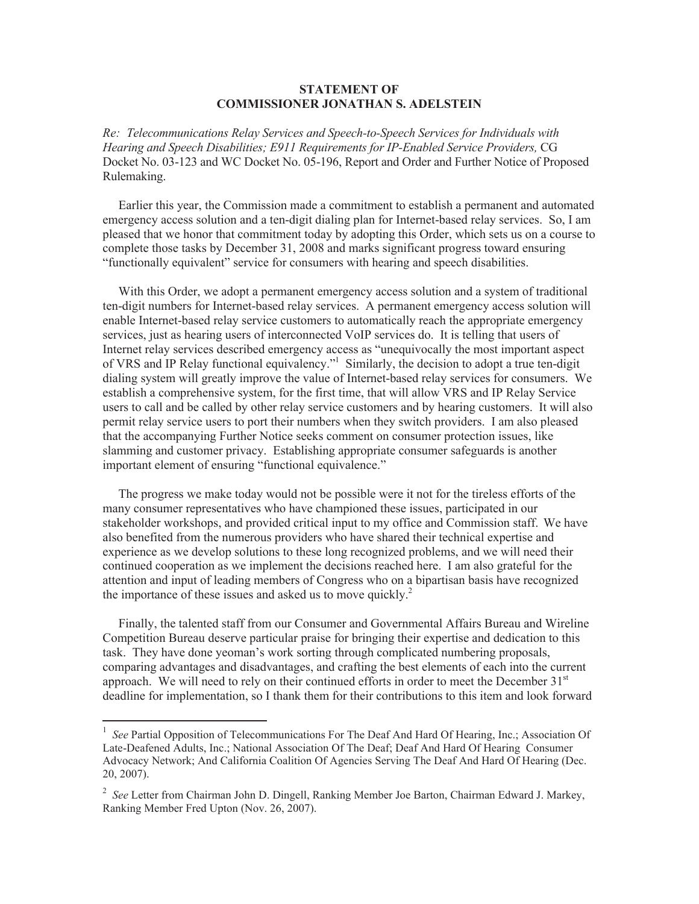**STATEMENT OF**
**COMMISSIONER JONATHAN S. ADELSTEIN**

*Re: Telecommunications Relay Services and Speech-to-Speech Services for Individuals with Hearing and Speech Disabilities; E911 Requirements for IP-Enabled Service Providers,* CG Docket No. 03-123 and WC Docket No. 05-196, Report and Order and Further Notice of Proposed Rulemaking.

Earlier this year, the Commission made a commitment to establish a permanent and automated emergency access solution and a ten-digit dialing plan for Internet-based relay services. So, I am pleased that we honor that commitment today by adopting this Order, which sets us on a course to complete those tasks by December 31, 2008 and marks significant progress toward ensuring "functionally equivalent" service for consumers with hearing and speech disabilities.

With this Order, we adopt a permanent emergency access solution and a system of traditional ten-digit numbers for Internet-based relay services. A permanent emergency access solution will enable Internet-based relay service customers to automatically reach the appropriate emergency services, just as hearing users of interconnected VoIP services do. It is telling that users of Internet relay services described emergency access as "unequivocally the most important aspect of VRS and IP Relay functional equivalency."[1] Similarly, the decision to adopt a true ten-digit dialing system will greatly improve the value of Internet-based relay services for consumers. We establish a comprehensive system, for the first time, that will allow VRS and IP Relay Service users to call and be called by other relay service customers and by hearing customers. It will also permit relay service users to port their numbers when they switch providers. I am also pleased that the accompanying Further Notice seeks comment on consumer protection issues, like slamming and customer privacy. Establishing appropriate consumer safeguards is another important element of ensuring "functional equivalence."

The progress we make today would not be possible were it not for the tireless efforts of the many consumer representatives who have championed these issues, participated in our stakeholder workshops, and provided critical input to my office and Commission staff. We have also benefited from the numerous providers who have shared their technical expertise and experience as we develop solutions to these long recognized problems, and we will need their continued cooperation as we implement the decisions reached here. I am also grateful for the attention and input of leading members of Congress who on a bipartisan basis have recognized the importance of these issues and asked us to move quickly.[2]

Finally, the talented staff from our Consumer and Governmental Affairs Bureau and Wireline Competition Bureau deserve particular praise for bringing their expertise and dedication to this task. They have done yeoman's work sorting through complicated numbering proposals, comparing advantages and disadvantages, and crafting the best elements of each into the current approach. We will need to rely on their continued efforts in order to meet the December 31st deadline for implementation, so I thank them for their contributions to this item and look forward

---

[1] *See* Partial Opposition of Telecommunications For The Deaf And Hard Of Hearing, Inc.; Association Of Late-Deafened Adults, Inc.; National Association Of The Deaf; Deaf And Hard Of Hearing Consumer Advocacy Network; And California Coalition Of Agencies Serving The Deaf And Hard Of Hearing (Dec. 20, 2007).

[2] *See* Letter from Chairman John D. Dingell, Ranking Member Joe Barton, Chairman Edward J. Markey, Ranking Member Fred Upton (Nov. 26, 2007).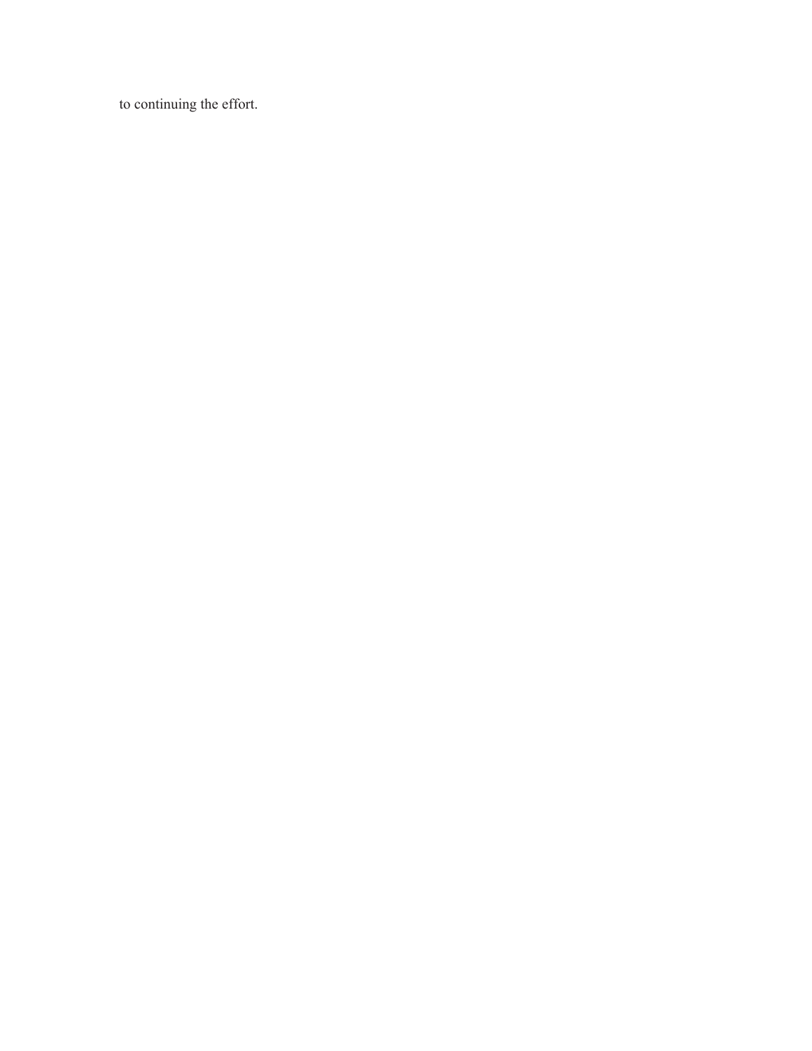to continuing the effort.